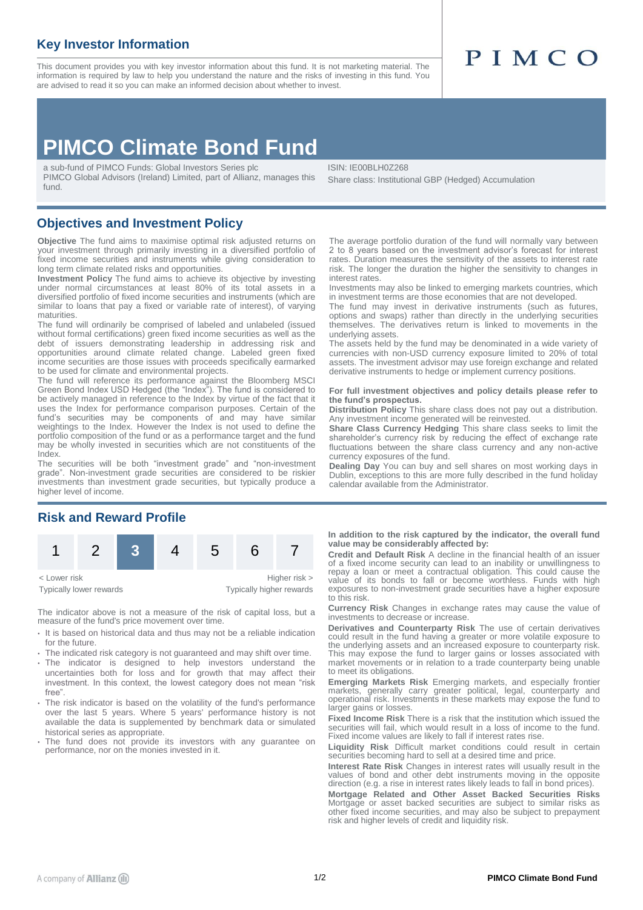## Key Investor Information

This document provides you with key investor information about this fund. It is not marketing material. The information is required by law to help you understand the nature and the risks of investing in this fund. You are advised to read it so you can make an informed decision about whether to invest.

PIMCO

# PIMCO Climate Bond Fund

a sub-fund of PIMCO Funds: Global Investors Series plc
PIMCO Global Advisors (Ireland) Limited, part of Allianz, manages this fund.

ISIN: IE00BLH0Z268
Share class: Institutional GBP (Hedged) Accumulation

## Objectives and Investment Policy

**Objective** The fund aims to maximise optimal risk adjusted returns on your investment through primarily investing in a diversified portfolio of fixed income securities and instruments while giving consideration to long term climate related risks and opportunities.

**Investment Policy** The fund aims to achieve its objective by investing under normal circumstances at least 80% of its total assets in a diversified portfolio of fixed income securities and instruments (which are similar to loans that pay a fixed or variable rate of interest), of varying maturities.

The fund will ordinarily be comprised of labeled and unlabeled (issued without formal certifications) green fixed income securities as well as the debt of issuers demonstrating leadership in addressing risk and opportunities around climate related change. Labeled green fixed income securities are those issues with proceeds specifically earmarked to be used for climate and environmental projects.

The fund will reference its performance against the Bloomberg MSCI Green Bond Index USD Hedged (the "Index"). The fund is considered to be actively managed in reference to the Index by virtue of the fact that it uses the Index for performance comparison purposes. Certain of the fund's securities may be components of and may have similar weightings to the Index. However the Index is not used to define the portfolio composition of the fund or as a performance target and the fund may be wholly invested in securities which are not constituents of the Index.

The securities will be both "investment grade" and "non-investment grade". Non-investment grade securities are considered to be riskier investments than investment grade securities, but typically produce a higher level of income.

The average portfolio duration of the fund will normally vary between 2 to 8 years based on the investment advisor's forecast for interest rates. Duration measures the sensitivity of the assets to interest rate risk. The longer the duration the higher the sensitivity to changes in interest rates.

Investments may also be linked to emerging markets countries, which in investment terms are those economies that are not developed.

The fund may invest in derivative instruments (such as futures, options and swaps) rather than directly in the underlying securities themselves. The derivatives return is linked to movements in the underlying assets.

The assets held by the fund may be denominated in a wide variety of currencies with non-USD currency exposure limited to 20% of total assets. The investment advisor may use foreign exchange and related derivative instruments to hedge or implement currency positions.

**For full investment objectives and policy details please refer to the fund's prospectus.**

**Distribution Policy** This share class does not pay out a distribution. Any investment income generated will be reinvested.

**Share Class Currency Hedging** This share class seeks to limit the shareholder's currency risk by reducing the effect of exchange rate fluctuations between the share class currency and any non-active currency exposures of the fund.

**Dealing Day** You can buy and sell shares on most working days in Dublin, exceptions to this are more fully described in the fund holiday calendar available from the Administrator.

## Risk and Reward Profile

| 1 | 2 | **3** | 4 | 5 | 6 | 7 |
|---|---|---|---|---|---|---|

< Lower risk — Higher risk >
Typically lower rewards — Typically higher rewards

The indicator above is not a measure of the risk of capital loss, but a measure of the fund's price movement over time.

- It is based on historical data and thus may not be a reliable indication for the future.
- The indicated risk category is not guaranteed and may shift over time.
- The indicator is designed to help investors understand the uncertainties both for loss and for growth that may affect their investment. In this context, the lowest category does not mean "risk free".
- The risk indicator is based on the volatility of the fund's performance over the last 5 years. Where 5 years' performance history is not available the data is supplemented by benchmark data or simulated historical series as appropriate.
- The fund does not provide its investors with any guarantee on performance, nor on the monies invested in it.

**In addition to the risk captured by the indicator, the overall fund value may be considerably affected by:**

**Credit and Default Risk** A decline in the financial health of an issuer of a fixed income security can lead to an inability or unwillingness to repay a loan or meet a contractual obligation. This could cause the value of its bonds to fall or become worthless. Funds with high exposures to non-investment grade securities have a higher exposure to this risk.

**Currency Risk** Changes in exchange rates may cause the value of investments to decrease or increase.

**Derivatives and Counterparty Risk** The use of certain derivatives could result in the fund having a greater or more volatile exposure to the underlying assets and an increased exposure to counterparty risk. This may expose the fund to larger gains or losses associated with market movements or in relation to a trade counterparty being unable to meet its obligations.

**Emerging Markets Risk** Emerging markets, and especially frontier markets, generally carry greater political, legal, counterparty and operational risk. Investments in these markets may expose the fund to larger gains or losses.

**Fixed Income Risk** There is a risk that the institution which issued the securities will fail, which would result in a loss of income to the fund. Fixed income values are likely to fall if interest rates rise.

**Liquidity Risk** Difficult market conditions could result in certain securities becoming hard to sell at a desired time and price.

**Interest Rate Risk** Changes in interest rates will usually result in the values of bond and other debt instruments moving in the opposite direction (e.g. a rise in interest rates likely leads to fall in bond prices).

**Mortgage Related and Other Asset Backed Securities Risks** Mortgage or asset backed securities are subject to similar risks as other fixed income securities, and may also be subject to prepayment risk and higher levels of credit and liquidity risk.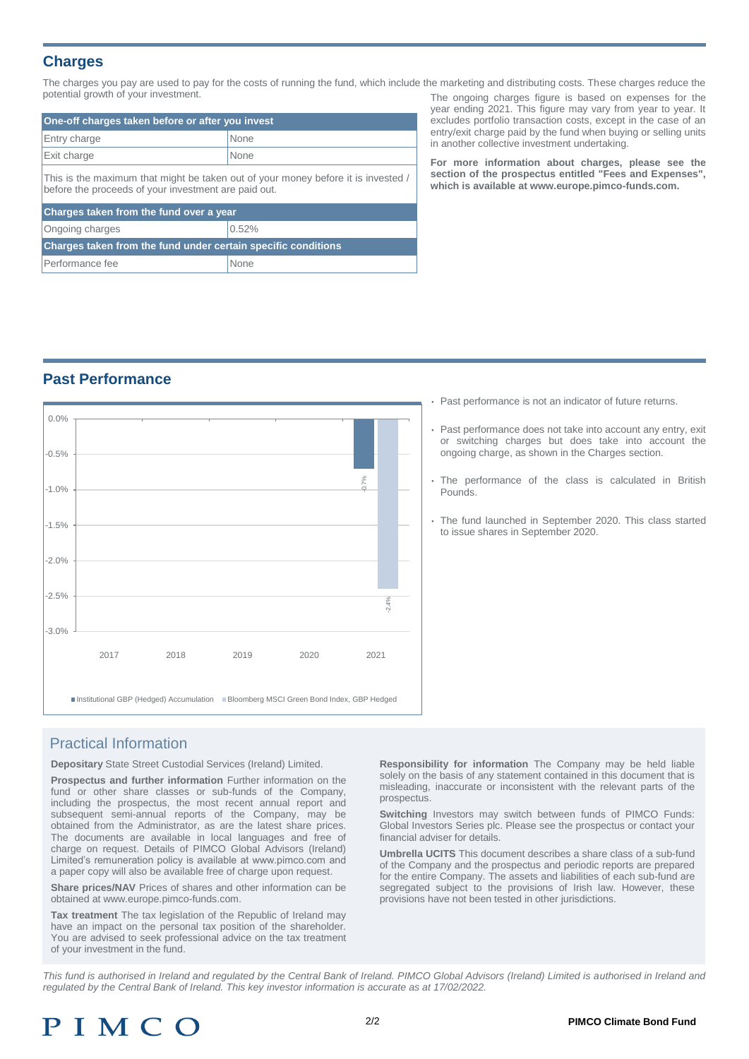## Charges

The charges you pay are used to pay for the costs of running the fund, which include the marketing and distributing costs. These charges reduce the potential growth of your investment.

| One-off charges taken before or after you invest | |
|---|---|
| Entry charge | None |
| Exit charge | None |

This is the maximum that might be taken out of your money before it is invested / before the proceeds of your investment are paid out.

| Charges taken from the fund over a year | |
|---|---|
| Ongoing charges | 0.52% |

| Charges taken from the fund under certain specific conditions | |
|---|---|
| Performance fee | None |

The ongoing charges figure is based on expenses for the year ending 2021. This figure may vary from year to year. It excludes portfolio transaction costs, except in the case of an entry/exit charge paid by the fund when buying or selling units in another collective investment undertaking.

**For more information about charges, please see the section of the prospectus entitled "Fees and Expenses", which is available at www.europe.pimco-funds.com.**

## Past Performance

0.0%
-0.5%
-1.0%
-1.5%
-2.0%
-2.5%
-3.0%

2017
2018
2019
2020
2021

-0.7%
-2.4%

Institutional GBP (Hedged) Accumulation
Bloomberg MSCI Green Bond Index, GBP Hedged

- Past performance is not an indicator of future returns.
- Past performance does not take into account any entry, exit or switching charges but does take into account the ongoing charge, as shown in the Charges section.
- The performance of the class is calculated in British Pounds.
- The fund launched in September 2020. This class started to issue shares in September 2020.

## Practical Information

**Depositary** State Street Custodial Services (Ireland) Limited.

**Prospectus and further information** Further information on the fund or other share classes or sub-funds of the Company, including the prospectus, the most recent annual report and subsequent semi-annual reports of the Company, may be obtained from the Administrator, as are the latest share prices. The documents are available in local languages and free of charge on request. Details of PIMCO Global Advisors (Ireland) Limited's remuneration policy is available at www.pimco.com and a paper copy will also be available free of charge upon request.

**Share prices/NAV** Prices of shares and other information can be obtained at www.europe.pimco-funds.com.

**Tax treatment** The tax legislation of the Republic of Ireland may have an impact on the personal tax position of the shareholder. You are advised to seek professional advice on the tax treatment of your investment in the fund.

**Responsibility for information** The Company may be held liable solely on the basis of any statement contained in this document that is misleading, inaccurate or inconsistent with the relevant parts of the prospectus.

**Switching** Investors may switch between funds of PIMCO Funds: Global Investors Series plc. Please see the prospectus or contact your financial adviser for details.

**Umbrella UCITS** This document describes a share class of a sub-fund of the Company and the prospectus and periodic reports are prepared for the entire Company. The assets and liabilities of each sub-fund are segregated subject to the provisions of Irish law. However, these provisions have not been tested in other jurisdictions.

*This fund is authorised in Ireland and regulated by the Central Bank of Ireland. PIMCO Global Advisors (Ireland) Limited is authorised in Ireland and regulated by the Central Bank of Ireland. This key investor information is accurate as at 17/02/2022.*

PIMCO

**PIMCO Climate Bond Fund**